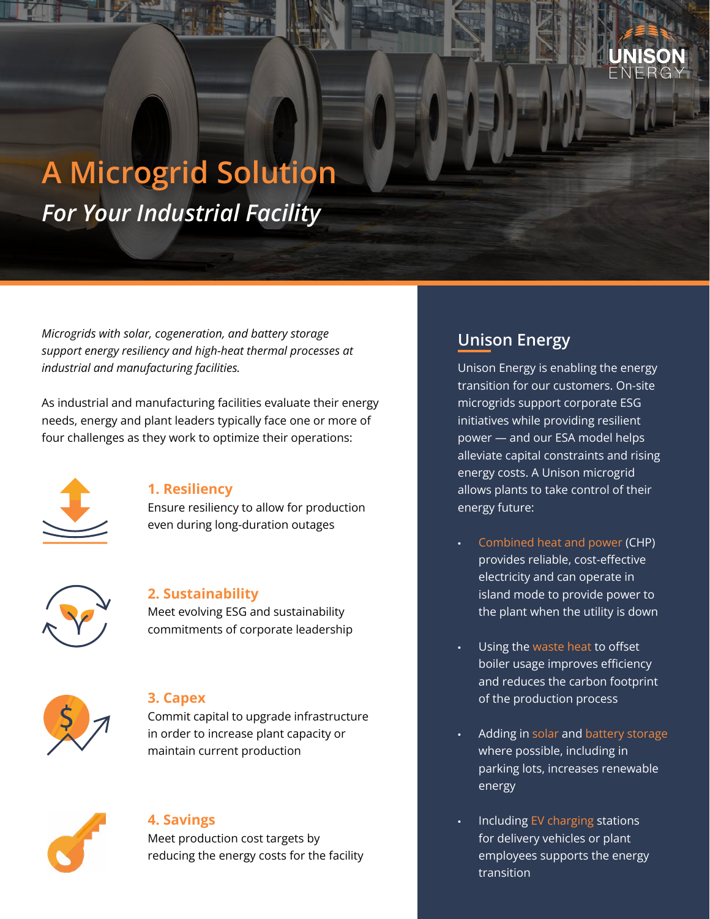# A Microgrid Solution

## *For Your Industrial Facility*

*Microgrids with solar, cogeneration, and battery storage support energy resiliency and high-heat thermal processes at industrial and manufacturing facilities.*

As industrial and manufacturing facilities evaluate their energy needs, energy and plant leaders typically face one or more of four challenges as they work to optimize their operations:

### 1. Resiliency

Ensure resiliency to allow for production even during long-duration outages

### 2. Sustainability

Meet evolving ESG and sustainability commitments of corporate leadership

### 3. Capex

Commit capital to upgrade infrastructure in order to increase plant capacity or maintain current production

### 4. Savings

Meet production cost targets by reducing the energy costs for the facility

## Unison Energy

Unison Energy is enabling the energy transition for our customers. On-site microgrids support corporate ESG initiatives while providing resilient power — and our ESA model helps alleviate capital constraints and rising energy costs. A Unison microgrid allows plants to take control of their energy future:

- Combined heat and power (CHP) provides reliable, cost-effective electricity and can operate in island mode to provide power to the plant when the utility is down
- Using the waste heat to offset boiler usage improves efficiency and reduces the carbon footprint of the production process
- Adding in solar and battery storage where possible, including in parking lots, increases renewable energy
- Including EV charging stations for delivery vehicles or plant employees supports the energy transition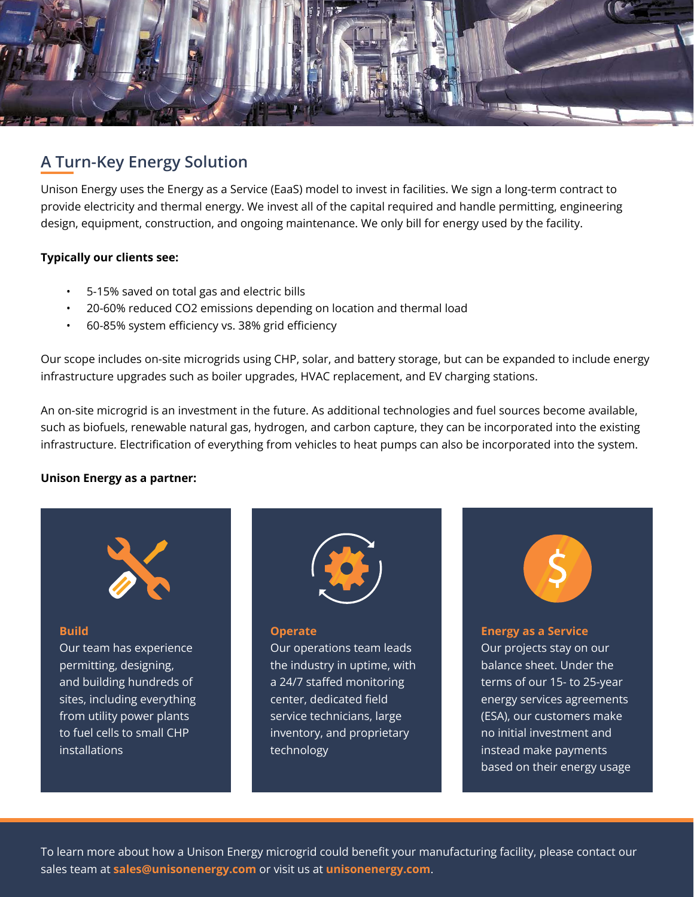## A Turn-Key Energy Solution

Unison Energy uses the Energy as a Service (EaaS) model to invest in facilities. We sign a long-term contract to provide electricity and thermal energy. We invest all of the capital required and handle permitting, engineering design, equipment, construction, and ongoing maintenance. We only bill for energy used by the facility.

**Typically our clients see:**

- 5-15% saved on total gas and electric bills
- 20-60% reduced $CO_2$ emissions depending on location and thermal load
- 60-85% system efficiency vs. 38% grid efficiency

Our scope includes on-site microgrids using CHP, solar, and battery storage, but can be expanded to include energy infrastructure upgrades such as boiler upgrades, HVAC replacement, and EV charging stations.

An on-site microgrid is an investment in the future. As additional technologies and fuel sources become available, such as biofuels, renewable natural gas, hydrogen, and carbon capture, they can be incorporated into the existing infrastructure. Electrification of everything from vehicles to heat pumps can also be incorporated into the system.

**Unison Energy as a partner:**

**Build**
Our team has experience permitting, designing, and building hundreds of sites, including everything from utility power plants to fuel cells to small CHP installations

**Operate**
Our operations team leads the industry in uptime, with a 24/7 staffed monitoring center, dedicated field service technicians, large inventory, and proprietary technology

**Energy as a Service**
Our projects stay on our balance sheet. Under the terms of our 15- to 25-year energy services agreements (ESA), our customers make no initial investment and instead make payments based on their energy usage

To learn more about how a Unison Energy microgrid could benefit your manufacturing facility, please contact our sales team at **sales@unisonenergy.com** or visit us at **unisonenergy.com**.